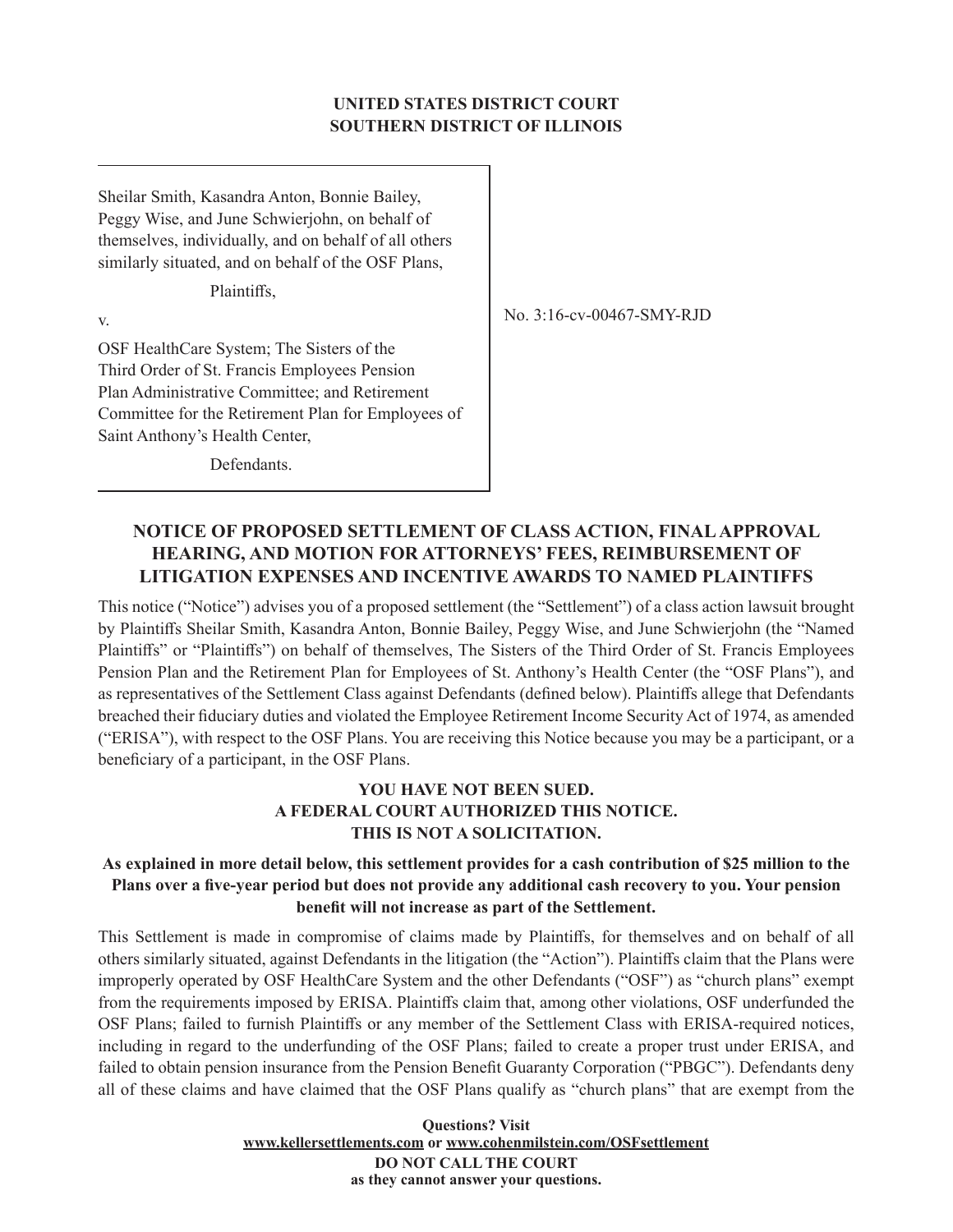**UNITED STATES DISTRICT COURT**
**SOUTHERN DISTRICT OF ILLINOIS**

| | |
|---|---|
| Sheilar Smith, Kasandra Anton, Bonnie Bailey, Peggy Wise, and June Schwierjohn, on behalf of themselves, individually, and on behalf of all others similarly situated, and on behalf of the OSF Plans,<br><br>Plaintiffs,<br><br>v.<br><br>OSF HealthCare System; The Sisters of the Third Order of St. Francis Employees Pension Plan Administrative Committee; and Retirement Committee for the Retirement Plan for Employees of Saint Anthony's Health Center,<br><br>Defendants. | No. 3:16-cv-00467-SMY-RJD |

## NOTICE OF PROPOSED SETTLEMENT OF CLASS ACTION, FINAL APPROVAL HEARING, AND MOTION FOR ATTORNEYS' FEES, REIMBURSEMENT OF LITIGATION EXPENSES AND INCENTIVE AWARDS TO NAMED PLAINTIFFS

This notice ("Notice") advises you of a proposed settlement (the "Settlement") of a class action lawsuit brought by Plaintiffs Sheilar Smith, Kasandra Anton, Bonnie Bailey, Peggy Wise, and June Schwierjohn (the "Named Plaintiffs" or "Plaintiffs") on behalf of themselves, The Sisters of the Third Order of St. Francis Employees Pension Plan and the Retirement Plan for Employees of St. Anthony's Health Center (the "OSF Plans"), and as representatives of the Settlement Class against Defendants (defined below). Plaintiffs allege that Defendants breached their fiduciary duties and violated the Employee Retirement Income Security Act of 1974, as amended ("ERISA"), with respect to the OSF Plans. You are receiving this Notice because you may be a participant, or a beneficiary of a participant, in the OSF Plans.

**YOU HAVE NOT BEEN SUED.**
**A FEDERAL COURT AUTHORIZED THIS NOTICE.**
**THIS IS NOT A SOLICITATION.**

**As explained in more detail below, this settlement provides for a cash contribution of $25 million to the Plans over a five-year period but does not provide any additional cash recovery to you. Your pension benefit will not increase as part of the Settlement.**

This Settlement is made in compromise of claims made by Plaintiffs, for themselves and on behalf of all others similarly situated, against Defendants in the litigation (the "Action"). Plaintiffs claim that the Plans were improperly operated by OSF HealthCare System and the other Defendants ("OSF") as "church plans" exempt from the requirements imposed by ERISA. Plaintiffs claim that, among other violations, OSF underfunded the OSF Plans; failed to furnish Plaintiffs or any member of the Settlement Class with ERISA-required notices, including in regard to the underfunding of the OSF Plans; failed to create a proper trust under ERISA, and failed to obtain pension insurance from the Pension Benefit Guaranty Corporation ("PBGC"). Defendants deny all of these claims and have claimed that the OSF Plans qualify as "church plans" that are exempt from the

**Questions? Visit www.kellersettlements.com or www.cohenmilstein.com/OSFsettlement**
**DO NOT CALL THE COURT as they cannot answer your questions.**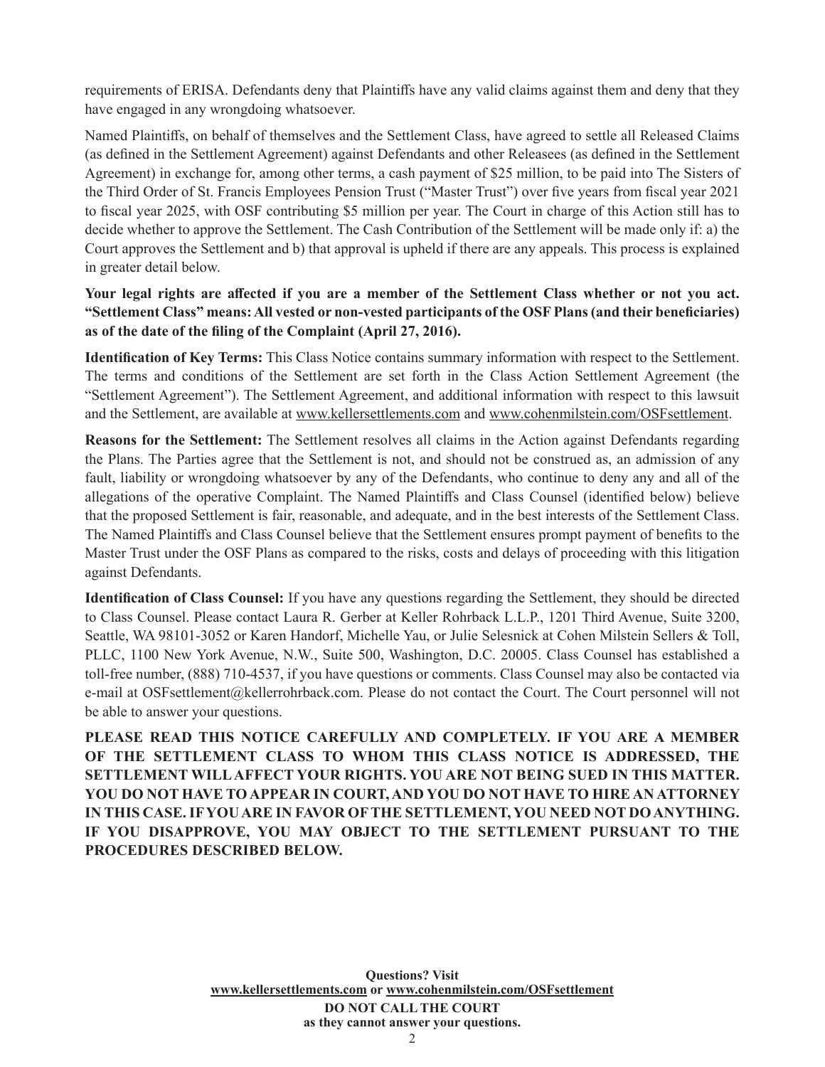requirements of ERISA. Defendants deny that Plaintiffs have any valid claims against them and deny that they have engaged in any wrongdoing whatsoever.

Named Plaintiffs, on behalf of themselves and the Settlement Class, have agreed to settle all Released Claims (as defined in the Settlement Agreement) against Defendants and other Releasees (as defined in the Settlement Agreement) in exchange for, among other terms, a cash payment of $25 million, to be paid into The Sisters of the Third Order of St. Francis Employees Pension Trust ("Master Trust") over five years from fiscal year 2021 to fiscal year 2025, with OSF contributing $5 million per year. The Court in charge of this Action still has to decide whether to approve the Settlement. The Cash Contribution of the Settlement will be made only if: a) the Court approves the Settlement and b) that approval is upheld if there are any appeals. This process is explained in greater detail below.

**Your legal rights are affected if you are a member of the Settlement Class whether or not you act. "Settlement Class" means: All vested or non-vested participants of the OSF Plans (and their beneficiaries) as of the date of the filing of the Complaint (April 27, 2016).**

**Identification of Key Terms:** This Class Notice contains summary information with respect to the Settlement. The terms and conditions of the Settlement are set forth in the Class Action Settlement Agreement (the "Settlement Agreement"). The Settlement Agreement, and additional information with respect to this lawsuit and the Settlement, are available at www.kellersettlements.com and www.cohenmilstein.com/OSFsettlement.

**Reasons for the Settlement:** The Settlement resolves all claims in the Action against Defendants regarding the Plans. The Parties agree that the Settlement is not, and should not be construed as, an admission of any fault, liability or wrongdoing whatsoever by any of the Defendants, who continue to deny any and all of the allegations of the operative Complaint. The Named Plaintiffs and Class Counsel (identified below) believe that the proposed Settlement is fair, reasonable, and adequate, and in the best interests of the Settlement Class. The Named Plaintiffs and Class Counsel believe that the Settlement ensures prompt payment of benefits to the Master Trust under the OSF Plans as compared to the risks, costs and delays of proceeding with this litigation against Defendants.

**Identification of Class Counsel:** If you have any questions regarding the Settlement, they should be directed to Class Counsel. Please contact Laura R. Gerber at Keller Rohrback L.L.P., 1201 Third Avenue, Suite 3200, Seattle, WA 98101-3052 or Karen Handorf, Michelle Yau, or Julie Selesnick at Cohen Milstein Sellers & Toll, PLLC, 1100 New York Avenue, N.W., Suite 500, Washington, D.C. 20005. Class Counsel has established a toll-free number, (888) 710-4537, if you have questions or comments. Class Counsel may also be contacted via e-mail at OSFsettlement@kellerrohrback.com. Please do not contact the Court. The Court personnel will not be able to answer your questions.

**PLEASE READ THIS NOTICE CAREFULLY AND COMPLETELY. IF YOU ARE A MEMBER OF THE SETTLEMENT CLASS TO WHOM THIS CLASS NOTICE IS ADDRESSED, THE SETTLEMENT WILL AFFECT YOUR RIGHTS. YOU ARE NOT BEING SUED IN THIS MATTER. YOU DO NOT HAVE TO APPEAR IN COURT, AND YOU DO NOT HAVE TO HIRE AN ATTORNEY IN THIS CASE. IF YOU ARE IN FAVOR OF THE SETTLEMENT, YOU NEED NOT DO ANYTHING. IF YOU DISAPPROVE, YOU MAY OBJECT TO THE SETTLEMENT PURSUANT TO THE PROCEDURES DESCRIBED BELOW.**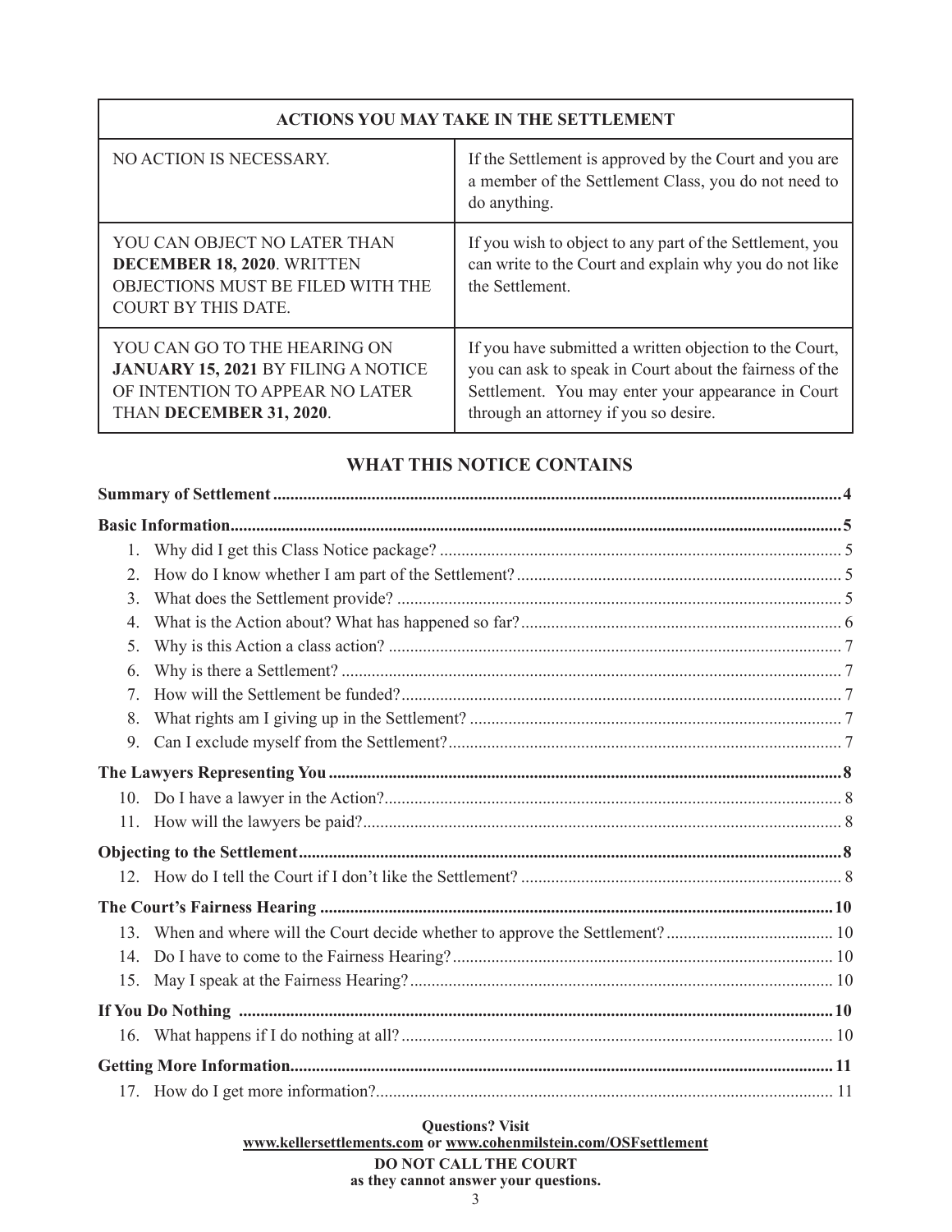| ACTIONS YOU MAY TAKE IN THE SETTLEMENT | |
|---|---|
| NO ACTION IS NECESSARY. | If the Settlement is approved by the Court and you are a member of the Settlement Class, you do not need to do anything. |
| YOU CAN OBJECT NO LATER THAN **DECEMBER 18, 2020**. WRITTEN OBJECTIONS MUST BE FILED WITH THE COURT BY THIS DATE. | If you wish to object to any part of the Settlement, you can write to the Court and explain why you do not like the Settlement. |
| YOU CAN GO TO THE HEARING ON **JANUARY 15, 2021** BY FILING A NOTICE OF INTENTION TO APPEAR NO LATER THAN **DECEMBER 31, 2020**. | If you have submitted a written objection to the Court, you can ask to speak in Court about the fairness of the Settlement. You may enter your appearance in Court through an attorney if you so desire. |

## WHAT THIS NOTICE CONTAINS

| | |
|---|---|
| **Summary of Settlement** | **4** |
| **Basic Information** | **5** |
| 1. Why did I get this Class Notice package? | 5 |
| 2. How do I know whether I am part of the Settlement? | 5 |
| 3. What does the Settlement provide? | 5 |
| 4. What is the Action about? What has happened so far? | 6 |
| 5. Why is this Action a class action? | 7 |
| 6. Why is there a Settlement? | 7 |
| 7. How will the Settlement be funded? | 7 |
| 8. What rights am I giving up in the Settlement? | 7 |
| 9. Can I exclude myself from the Settlement? | 7 |
| **The Lawyers Representing You** | **8** |
| 10. Do I have a lawyer in the Action? | 8 |
| 11. How will the lawyers be paid? | 8 |
| **Objecting to the Settlement** | **8** |
| 12. How do I tell the Court if I don't like the Settlement? | 8 |
| **The Court's Fairness Hearing** | **10** |
| 13. When and where will the Court decide whether to approve the Settlement? | 10 |
| 14. Do I have to come to the Fairness Hearing? | 10 |
| 15. May I speak at the Fairness Hearing? | 10 |
| **If You Do Nothing** | **10** |
| 16. What happens if I do nothing at all? | 10 |
| **Getting More Information** | **11** |
| 17. How do I get more information? | 11 |

**Questions? Visit**
**www.kellersettlements.com or www.cohenmilstein.com/OSFsettlement**
**DO NOT CALL THE COURT**
**as they cannot answer your questions.**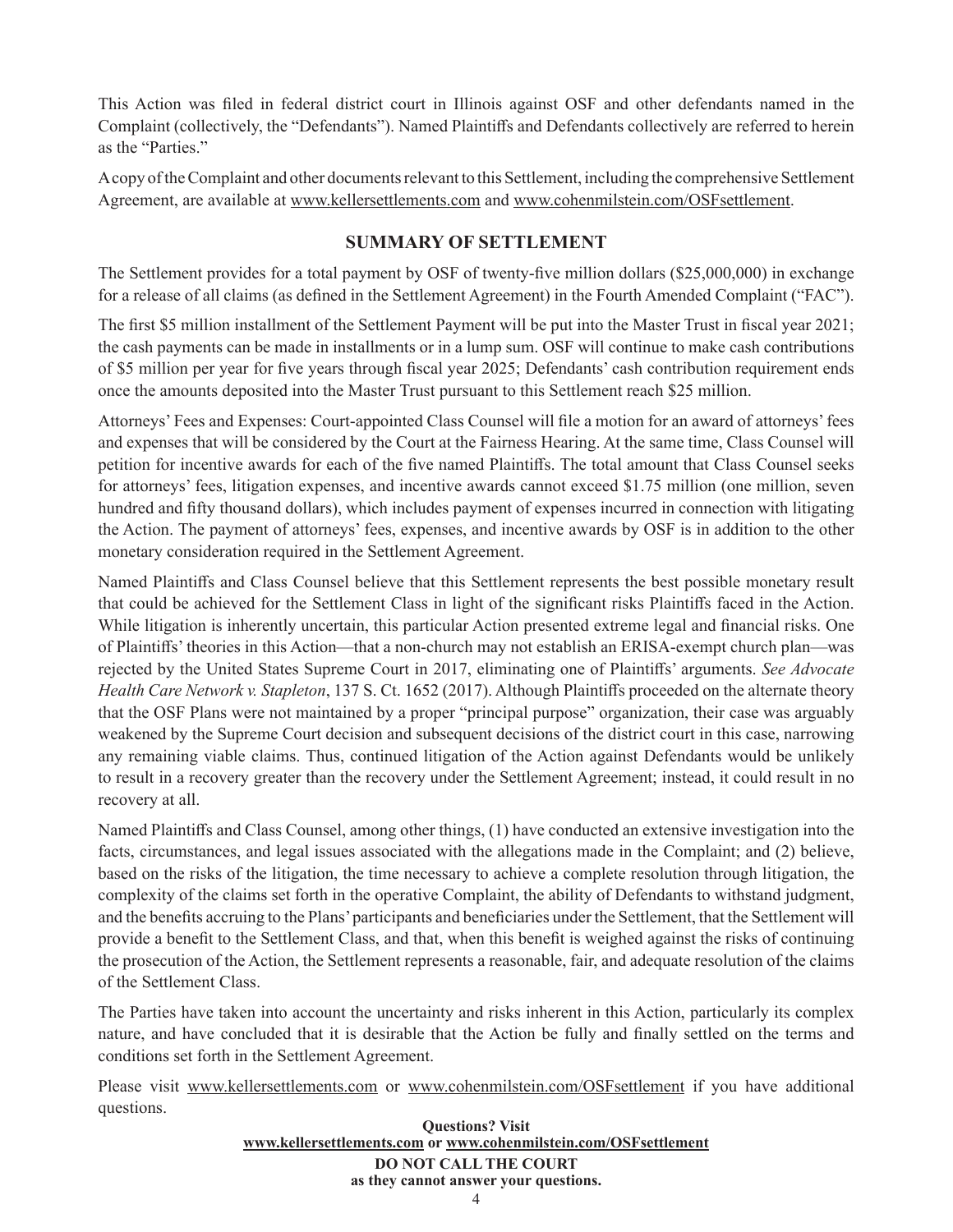This Action was filed in federal district court in Illinois against OSF and other defendants named in the Complaint (collectively, the "Defendants"). Named Plaintiffs and Defendants collectively are referred to herein as the "Parties."

A copy of the Complaint and other documents relevant to this Settlement, including the comprehensive Settlement Agreement, are available at www.kellersettlements.com and www.cohenmilstein.com/OSFsettlement.

## SUMMARY OF SETTLEMENT

The Settlement provides for a total payment by OSF of twenty-five million dollars ($25,000,000) in exchange for a release of all claims (as defined in the Settlement Agreement) in the Fourth Amended Complaint ("FAC").

The first $5 million installment of the Settlement Payment will be put into the Master Trust in fiscal year 2021; the cash payments can be made in installments or in a lump sum. OSF will continue to make cash contributions of $5 million per year for five years through fiscal year 2025; Defendants' cash contribution requirement ends once the amounts deposited into the Master Trust pursuant to this Settlement reach $25 million.

Attorneys' Fees and Expenses: Court-appointed Class Counsel will file a motion for an award of attorneys' fees and expenses that will be considered by the Court at the Fairness Hearing. At the same time, Class Counsel will petition for incentive awards for each of the five named Plaintiffs. The total amount that Class Counsel seeks for attorneys' fees, litigation expenses, and incentive awards cannot exceed $1.75 million (one million, seven hundred and fifty thousand dollars), which includes payment of expenses incurred in connection with litigating the Action. The payment of attorneys' fees, expenses, and incentive awards by OSF is in addition to the other monetary consideration required in the Settlement Agreement.

Named Plaintiffs and Class Counsel believe that this Settlement represents the best possible monetary result that could be achieved for the Settlement Class in light of the significant risks Plaintiffs faced in the Action. While litigation is inherently uncertain, this particular Action presented extreme legal and financial risks. One of Plaintiffs' theories in this Action—that a non-church may not establish an ERISA-exempt church plan—was rejected by the United States Supreme Court in 2017, eliminating one of Plaintiffs' arguments. *See Advocate Health Care Network v. Stapleton*, 137 S. Ct. 1652 (2017). Although Plaintiffs proceeded on the alternate theory that the OSF Plans were not maintained by a proper "principal purpose" organization, their case was arguably weakened by the Supreme Court decision and subsequent decisions of the district court in this case, narrowing any remaining viable claims. Thus, continued litigation of the Action against Defendants would be unlikely to result in a recovery greater than the recovery under the Settlement Agreement; instead, it could result in no recovery at all.

Named Plaintiffs and Class Counsel, among other things, (1) have conducted an extensive investigation into the facts, circumstances, and legal issues associated with the allegations made in the Complaint; and (2) believe, based on the risks of the litigation, the time necessary to achieve a complete resolution through litigation, the complexity of the claims set forth in the operative Complaint, the ability of Defendants to withstand judgment, and the benefits accruing to the Plans' participants and beneficiaries under the Settlement, that the Settlement will provide a benefit to the Settlement Class, and that, when this benefit is weighed against the risks of continuing the prosecution of the Action, the Settlement represents a reasonable, fair, and adequate resolution of the claims of the Settlement Class.

The Parties have taken into account the uncertainty and risks inherent in this Action, particularly its complex nature, and have concluded that it is desirable that the Action be fully and finally settled on the terms and conditions set forth in the Settlement Agreement.

Please visit www.kellersettlements.com or www.cohenmilstein.com/OSFsettlement if you have additional questions.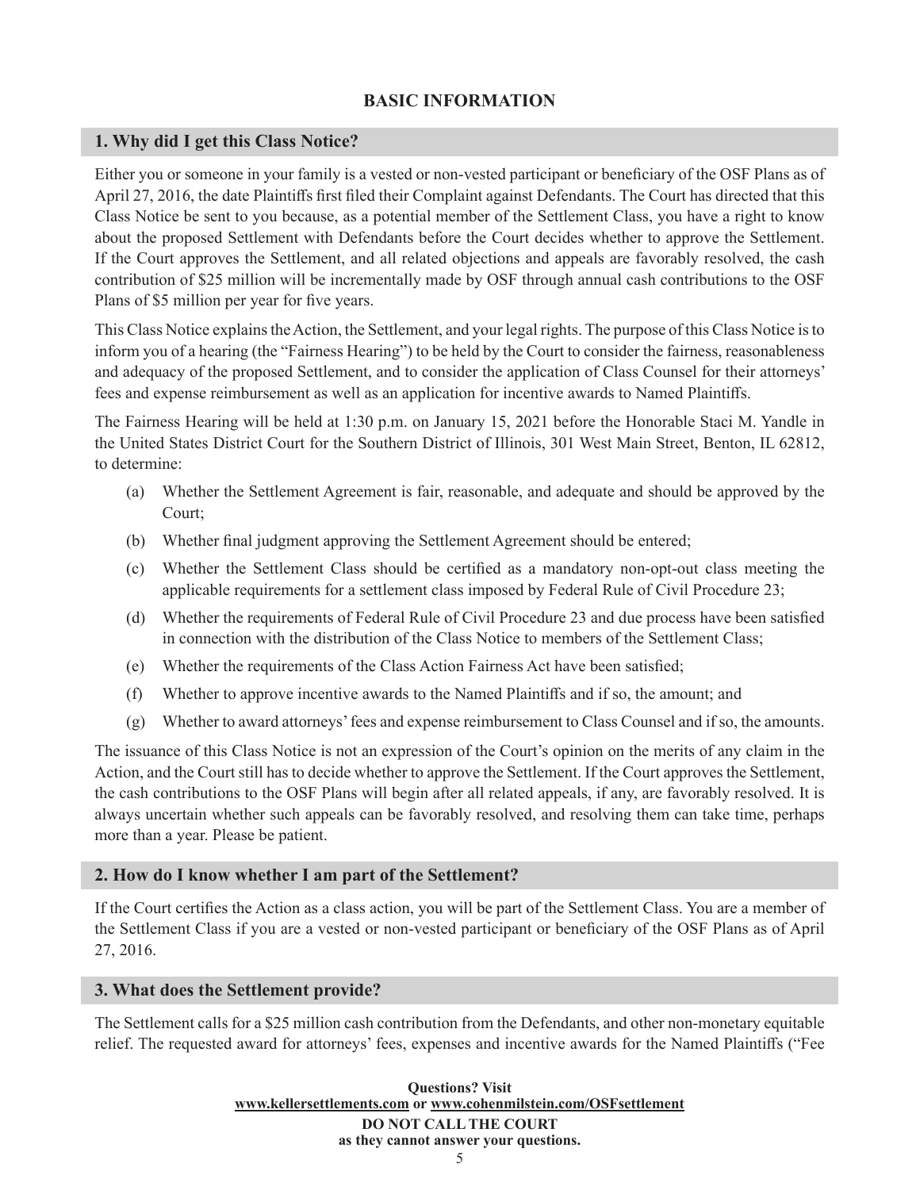## BASIC INFORMATION

### 1. Why did I get this Class Notice?

Either you or someone in your family is a vested or non-vested participant or beneficiary of the OSF Plans as of April 27, 2016, the date Plaintiffs first filed their Complaint against Defendants. The Court has directed that this Class Notice be sent to you because, as a potential member of the Settlement Class, you have a right to know about the proposed Settlement with Defendants before the Court decides whether to approve the Settlement. If the Court approves the Settlement, and all related objections and appeals are favorably resolved, the cash contribution of $25 million will be incrementally made by OSF through annual cash contributions to the OSF Plans of $5 million per year for five years.

This Class Notice explains the Action, the Settlement, and your legal rights. The purpose of this Class Notice is to inform you of a hearing (the "Fairness Hearing") to be held by the Court to consider the fairness, reasonableness and adequacy of the proposed Settlement, and to consider the application of Class Counsel for their attorneys' fees and expense reimbursement as well as an application for incentive awards to Named Plaintiffs.

The Fairness Hearing will be held at 1:30 p.m. on January 15, 2021 before the Honorable Staci M. Yandle in the United States District Court for the Southern District of Illinois, 301 West Main Street, Benton, IL 62812, to determine:

(a) Whether the Settlement Agreement is fair, reasonable, and adequate and should be approved by the Court;

(b) Whether final judgment approving the Settlement Agreement should be entered;

(c) Whether the Settlement Class should be certified as a mandatory non-opt-out class meeting the applicable requirements for a settlement class imposed by Federal Rule of Civil Procedure 23;

(d) Whether the requirements of Federal Rule of Civil Procedure 23 and due process have been satisfied in connection with the distribution of the Class Notice to members of the Settlement Class;

(e) Whether the requirements of the Class Action Fairness Act have been satisfied;

(f) Whether to approve incentive awards to the Named Plaintiffs and if so, the amount; and

(g) Whether to award attorneys' fees and expense reimbursement to Class Counsel and if so, the amounts.

The issuance of this Class Notice is not an expression of the Court's opinion on the merits of any claim in the Action, and the Court still has to decide whether to approve the Settlement. If the Court approves the Settlement, the cash contributions to the OSF Plans will begin after all related appeals, if any, are favorably resolved. It is always uncertain whether such appeals can be favorably resolved, and resolving them can take time, perhaps more than a year. Please be patient.

### 2. How do I know whether I am part of the Settlement?

If the Court certifies the Action as a class action, you will be part of the Settlement Class. You are a member of the Settlement Class if you are a vested or non-vested participant or beneficiary of the OSF Plans as of April 27, 2016.

### 3. What does the Settlement provide?

The Settlement calls for a $25 million cash contribution from the Defendants, and other non-monetary equitable relief. The requested award for attorneys' fees, expenses and incentive awards for the Named Plaintiffs ("Fee

**Questions? Visit**
**www.kellersettlements.com or www.cohenmilstein.com/OSFsettlement**
**DO NOT CALL THE COURT**
**as they cannot answer your questions.**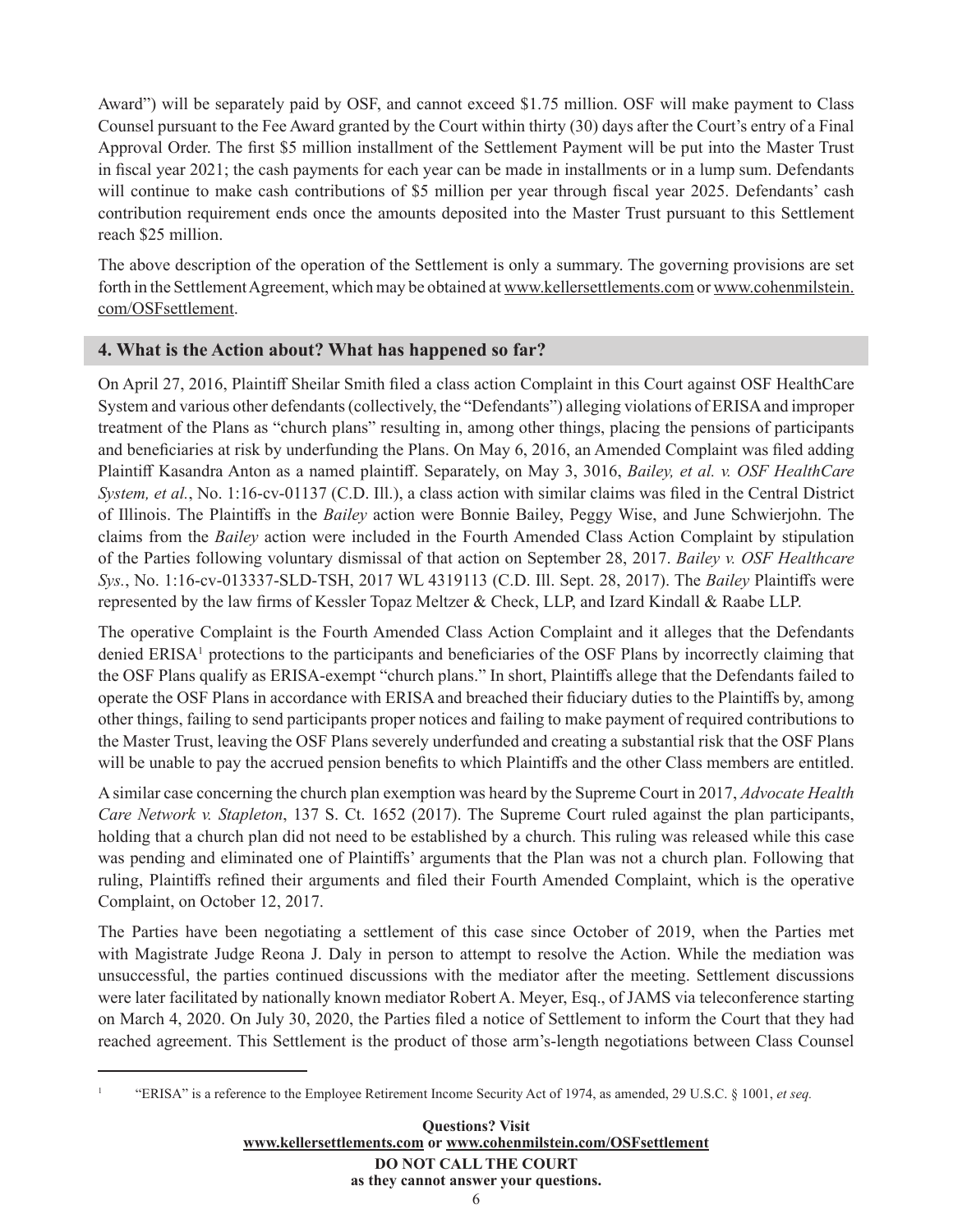Award") will be separately paid by OSF, and cannot exceed $1.75 million. OSF will make payment to Class Counsel pursuant to the Fee Award granted by the Court within thirty (30) days after the Court's entry of a Final Approval Order. The first $5 million installment of the Settlement Payment will be put into the Master Trust in fiscal year 2021; the cash payments for each year can be made in installments or in a lump sum. Defendants will continue to make cash contributions of $5 million per year through fiscal year 2025. Defendants' cash contribution requirement ends once the amounts deposited into the Master Trust pursuant to this Settlement reach $25 million.

The above description of the operation of the Settlement is only a summary. The governing provisions are set forth in the Settlement Agreement, which may be obtained at www.kellersettlements.com or www.cohenmilstein.com/OSFsettlement.

## 4. What is the Action about? What has happened so far?

On April 27, 2016, Plaintiff Sheilar Smith filed a class action Complaint in this Court against OSF HealthCare System and various other defendants (collectively, the "Defendants") alleging violations of ERISA and improper treatment of the Plans as "church plans" resulting in, among other things, placing the pensions of participants and beneficiaries at risk by underfunding the Plans. On May 6, 2016, an Amended Complaint was filed adding Plaintiff Kasandra Anton as a named plaintiff. Separately, on May 3, 3016, *Bailey, et al. v. OSF HealthCare System, et al.*, No. 1:16-cv-01137 (C.D. Ill.), a class action with similar claims was filed in the Central District of Illinois. The Plaintiffs in the *Bailey* action were Bonnie Bailey, Peggy Wise, and June Schwierjohn. The claims from the *Bailey* action were included in the Fourth Amended Class Action Complaint by stipulation of the Parties following voluntary dismissal of that action on September 28, 2017. *Bailey v. OSF Healthcare Sys.*, No. 1:16-cv-013337-SLD-TSH, 2017 WL 4319113 (C.D. Ill. Sept. 28, 2017). The *Bailey* Plaintiffs were represented by the law firms of Kessler Topaz Meltzer & Check, LLP, and Izard Kindall & Raabe LLP.

The operative Complaint is the Fourth Amended Class Action Complaint and it alleges that the Defendants denied ERISA[1] protections to the participants and beneficiaries of the OSF Plans by incorrectly claiming that the OSF Plans qualify as ERISA-exempt "church plans." In short, Plaintiffs allege that the Defendants failed to operate the OSF Plans in accordance with ERISA and breached their fiduciary duties to the Plaintiffs by, among other things, failing to send participants proper notices and failing to make payment of required contributions to the Master Trust, leaving the OSF Plans severely underfunded and creating a substantial risk that the OSF Plans will be unable to pay the accrued pension benefits to which Plaintiffs and the other Class members are entitled.

A similar case concerning the church plan exemption was heard by the Supreme Court in 2017, *Advocate Health Care Network v. Stapleton*, 137 S. Ct. 1652 (2017). The Supreme Court ruled against the plan participants, holding that a church plan did not need to be established by a church. This ruling was released while this case was pending and eliminated one of Plaintiffs' arguments that the Plan was not a church plan. Following that ruling, Plaintiffs refined their arguments and filed their Fourth Amended Complaint, which is the operative Complaint, on October 12, 2017.

The Parties have been negotiating a settlement of this case since October of 2019, when the Parties met with Magistrate Judge Reona J. Daly in person to attempt to resolve the Action. While the mediation was unsuccessful, the parties continued discussions with the mediator after the meeting. Settlement discussions were later facilitated by nationally known mediator Robert A. Meyer, Esq., of JAMS via teleconference starting on March 4, 2020. On July 30, 2020, the Parties filed a notice of Settlement to inform the Court that they had reached agreement. This Settlement is the product of those arm's-length negotiations between Class Counsel

---

[1] "ERISA" is a reference to the Employee Retirement Income Security Act of 1974, as amended, 29 U.S.C. § 1001, *et seq.*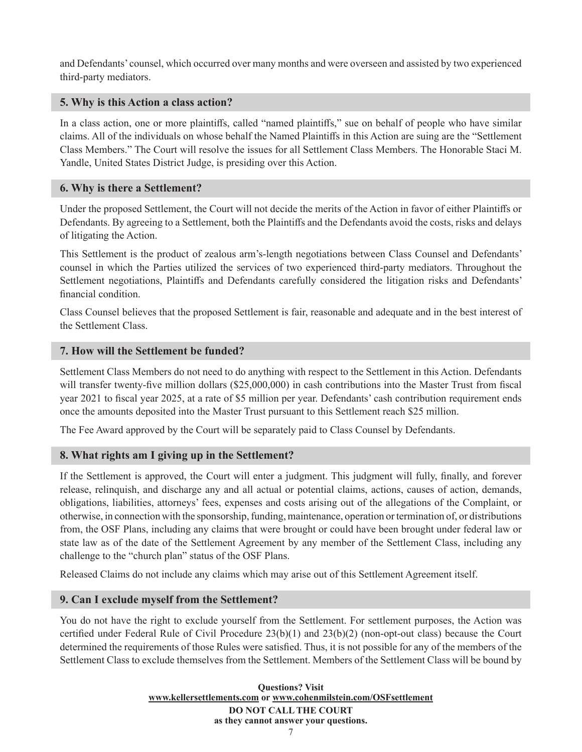and Defendants' counsel, which occurred over many months and were overseen and assisted by two experienced third-party mediators.

## 5. Why is this Action a class action?

In a class action, one or more plaintiffs, called "named plaintiffs," sue on behalf of people who have similar claims. All of the individuals on whose behalf the Named Plaintiffs in this Action are suing are the "Settlement Class Members." The Court will resolve the issues for all Settlement Class Members. The Honorable Staci M. Yandle, United States District Judge, is presiding over this Action.

## 6. Why is there a Settlement?

Under the proposed Settlement, the Court will not decide the merits of the Action in favor of either Plaintiffs or Defendants. By agreeing to a Settlement, both the Plaintiffs and the Defendants avoid the costs, risks and delays of litigating the Action.

This Settlement is the product of zealous arm's-length negotiations between Class Counsel and Defendants' counsel in which the Parties utilized the services of two experienced third-party mediators. Throughout the Settlement negotiations, Plaintiffs and Defendants carefully considered the litigation risks and Defendants' financial condition.

Class Counsel believes that the proposed Settlement is fair, reasonable and adequate and in the best interest of the Settlement Class.

## 7. How will the Settlement be funded?

Settlement Class Members do not need to do anything with respect to the Settlement in this Action. Defendants will transfer twenty-five million dollars ($25,000,000) in cash contributions into the Master Trust from fiscal year 2021 to fiscal year 2025, at a rate of $5 million per year. Defendants' cash contribution requirement ends once the amounts deposited into the Master Trust pursuant to this Settlement reach $25 million.

The Fee Award approved by the Court will be separately paid to Class Counsel by Defendants.

## 8. What rights am I giving up in the Settlement?

If the Settlement is approved, the Court will enter a judgment. This judgment will fully, finally, and forever release, relinquish, and discharge any and all actual or potential claims, actions, causes of action, demands, obligations, liabilities, attorneys' fees, expenses and costs arising out of the allegations of the Complaint, or otherwise, in connection with the sponsorship, funding, maintenance, operation or termination of, or distributions from, the OSF Plans, including any claims that were brought or could have been brought under federal law or state law as of the date of the Settlement Agreement by any member of the Settlement Class, including any challenge to the "church plan" status of the OSF Plans.

Released Claims do not include any claims which may arise out of this Settlement Agreement itself.

## 9. Can I exclude myself from the Settlement?

You do not have the right to exclude yourself from the Settlement. For settlement purposes, the Action was certified under Federal Rule of Civil Procedure 23(b)(1) and 23(b)(2) (non-opt-out class) because the Court determined the requirements of those Rules were satisfied. Thus, it is not possible for any of the members of the Settlement Class to exclude themselves from the Settlement. Members of the Settlement Class will be bound by

**Questions? Visit www.kellersettlements.com or www.cohenmilstein.com/OSFsettlement**
**DO NOT CALL THE COURT as they cannot answer your questions.**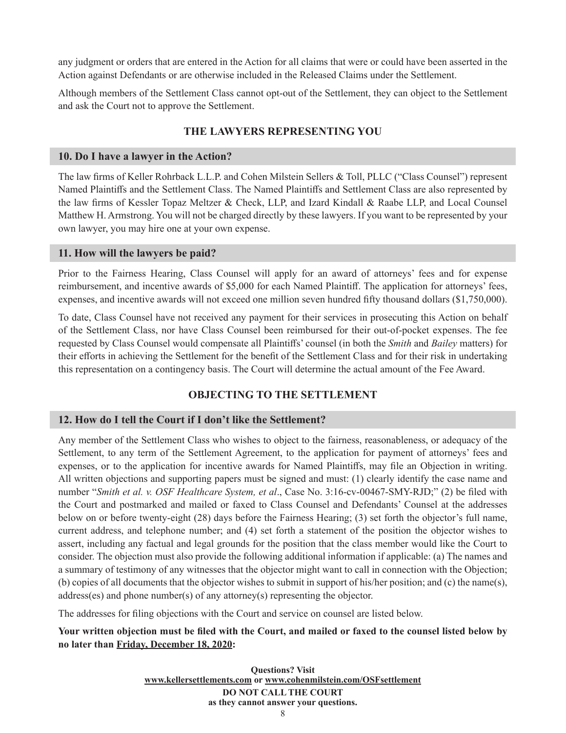any judgment or orders that are entered in the Action for all claims that were or could have been asserted in the Action against Defendants or are otherwise included in the Released Claims under the Settlement.

Although members of the Settlement Class cannot opt-out of the Settlement, they can object to the Settlement and ask the Court not to approve the Settlement.

## THE LAWYERS REPRESENTING YOU

### 10. Do I have a lawyer in the Action?

The law firms of Keller Rohrback L.L.P. and Cohen Milstein Sellers & Toll, PLLC ("Class Counsel") represent Named Plaintiffs and the Settlement Class. The Named Plaintiffs and Settlement Class are also represented by the law firms of Kessler Topaz Meltzer & Check, LLP, and Izard Kindall & Raabe LLP, and Local Counsel Matthew H. Armstrong. You will not be charged directly by these lawyers. If you want to be represented by your own lawyer, you may hire one at your own expense.

### 11. How will the lawyers be paid?

Prior to the Fairness Hearing, Class Counsel will apply for an award of attorneys' fees and for expense reimbursement, and incentive awards of $5,000 for each Named Plaintiff. The application for attorneys' fees, expenses, and incentive awards will not exceed one million seven hundred fifty thousand dollars ($1,750,000).

To date, Class Counsel have not received any payment for their services in prosecuting this Action on behalf of the Settlement Class, nor have Class Counsel been reimbursed for their out-of-pocket expenses. The fee requested by Class Counsel would compensate all Plaintiffs' counsel (in both the *Smith* and *Bailey* matters) for their efforts in achieving the Settlement for the benefit of the Settlement Class and for their risk in undertaking this representation on a contingency basis. The Court will determine the actual amount of the Fee Award.

## OBJECTING TO THE SETTLEMENT

### 12. How do I tell the Court if I don't like the Settlement?

Any member of the Settlement Class who wishes to object to the fairness, reasonableness, or adequacy of the Settlement, to any term of the Settlement Agreement, to the application for payment of attorneys' fees and expenses, or to the application for incentive awards for Named Plaintiffs, may file an Objection in writing. All written objections and supporting papers must be signed and must: (1) clearly identify the case name and number "*Smith et al. v. OSF Healthcare System, et al*., Case No. 3:16-cv-00467-SMY-RJD;" (2) be filed with the Court and postmarked and mailed or faxed to Class Counsel and Defendants' Counsel at the addresses below on or before twenty-eight (28) days before the Fairness Hearing; (3) set forth the objector's full name, current address, and telephone number; and (4) set forth a statement of the position the objector wishes to assert, including any factual and legal grounds for the position that the class member would like the Court to consider. The objection must also provide the following additional information if applicable: (a) The names and a summary of testimony of any witnesses that the objector might want to call in connection with the Objection; (b) copies of all documents that the objector wishes to submit in support of his/her position; and (c) the name(s), address(es) and phone number(s) of any attorney(s) representing the objector.

The addresses for filing objections with the Court and service on counsel are listed below.

**Your written objection must be filed with the Court, and mailed or faxed to the counsel listed below by no later than Friday, December 18, 2020:**

**Questions? Visit www.kellersettlements.com or www.cohenmilstein.com/OSFsettlement**
**DO NOT CALL THE COURT as they cannot answer your questions.**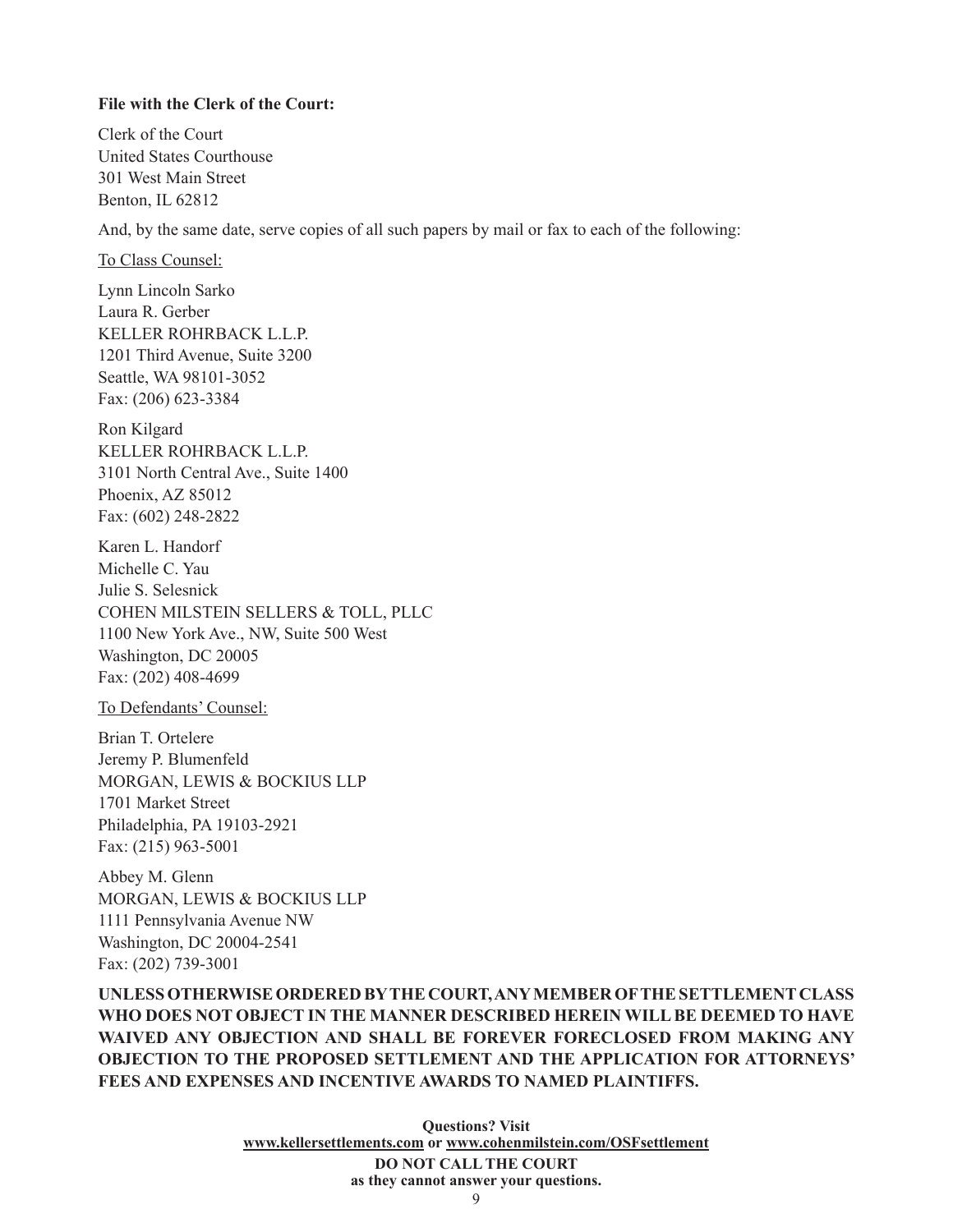**File with the Clerk of the Court:**

Clerk of the Court
United States Courthouse
301 West Main Street
Benton, IL 62812

And, by the same date, serve copies of all such papers by mail or fax to each of the following:

To Class Counsel:

Lynn Lincoln Sarko
Laura R. Gerber
KELLER ROHRBACK L.L.P.
1201 Third Avenue, Suite 3200
Seattle, WA 98101-3052
Fax: (206) 623-3384

Ron Kilgard
KELLER ROHRBACK L.L.P.
3101 North Central Ave., Suite 1400
Phoenix, AZ 85012
Fax: (602) 248-2822

Karen L. Handorf
Michelle C. Yau
Julie S. Selesnick
COHEN MILSTEIN SELLERS & TOLL, PLLC
1100 New York Ave., NW, Suite 500 West
Washington, DC 20005
Fax: (202) 408-4699

To Defendants' Counsel:

Brian T. Ortelere
Jeremy P. Blumenfeld
MORGAN, LEWIS & BOCKIUS LLP
1701 Market Street
Philadelphia, PA 19103-2921
Fax: (215) 963-5001

Abbey M. Glenn
MORGAN, LEWIS & BOCKIUS LLP
1111 Pennsylvania Avenue NW
Washington, DC 20004-2541
Fax: (202) 739-3001

**UNLESS OTHERWISE ORDERED BY THE COURT, ANY MEMBER OF THE SETTLEMENT CLASS WHO DOES NOT OBJECT IN THE MANNER DESCRIBED HEREIN WILL BE DEEMED TO HAVE WAIVED ANY OBJECTION AND SHALL BE FOREVER FORECLOSED FROM MAKING ANY OBJECTION TO THE PROPOSED SETTLEMENT AND THE APPLICATION FOR ATTORNEYS' FEES AND EXPENSES AND INCENTIVE AWARDS TO NAMED PLAINTIFFS.**

**Questions? Visit**
**www.kellersettlements.com or www.cohenmilstein.com/OSFsettlement**
**DO NOT CALL THE COURT**
**as they cannot answer your questions.**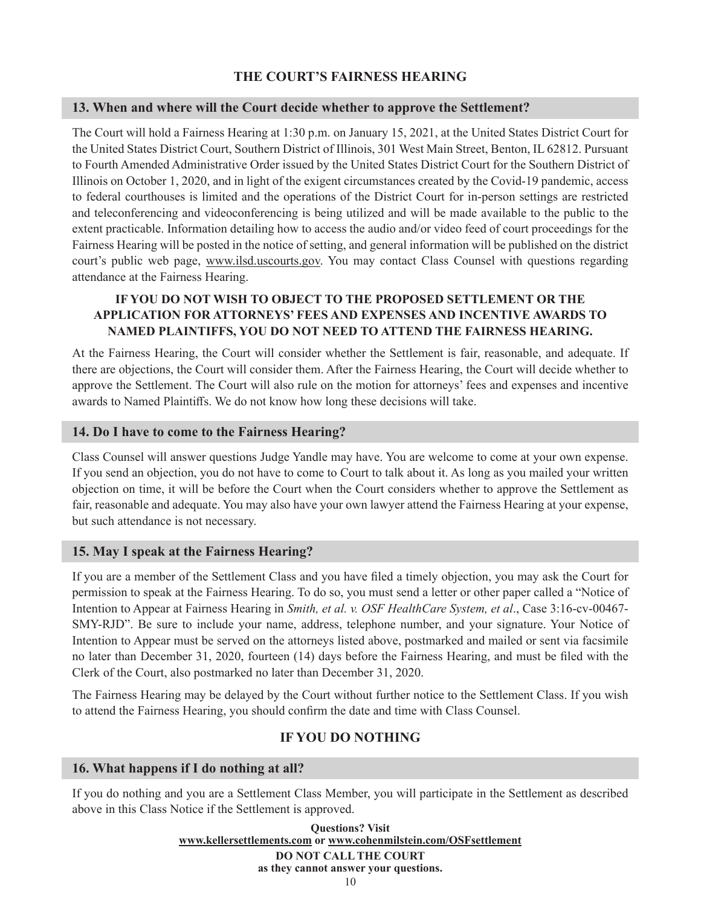## THE COURT'S FAIRNESS HEARING

### 13. When and where will the Court decide whether to approve the Settlement?

The Court will hold a Fairness Hearing at 1:30 p.m. on January 15, 2021, at the United States District Court for the United States District Court, Southern District of Illinois, 301 West Main Street, Benton, IL 62812. Pursuant to Fourth Amended Administrative Order issued by the United States District Court for the Southern District of Illinois on October 1, 2020, and in light of the exigent circumstances created by the Covid-19 pandemic, access to federal courthouses is limited and the operations of the District Court for in-person settings are restricted and teleconferencing and videoconferencing is being utilized and will be made available to the public to the extent practicable. Information detailing how to access the audio and/or video feed of court proceedings for the Fairness Hearing will be posted in the notice of setting, and general information will be published on the district court's public web page, www.ilsd.uscourts.gov. You may contact Class Counsel with questions regarding attendance at the Fairness Hearing.

**IF YOU DO NOT WISH TO OBJECT TO THE PROPOSED SETTLEMENT OR THE APPLICATION FOR ATTORNEYS' FEES AND EXPENSES AND INCENTIVE AWARDS TO NAMED PLAINTIFFS, YOU DO NOT NEED TO ATTEND THE FAIRNESS HEARING.**

At the Fairness Hearing, the Court will consider whether the Settlement is fair, reasonable, and adequate. If there are objections, the Court will consider them. After the Fairness Hearing, the Court will decide whether to approve the Settlement. The Court will also rule on the motion for attorneys' fees and expenses and incentive awards to Named Plaintiffs. We do not know how long these decisions will take.

### 14. Do I have to come to the Fairness Hearing?

Class Counsel will answer questions Judge Yandle may have. You are welcome to come at your own expense. If you send an objection, you do not have to come to Court to talk about it. As long as you mailed your written objection on time, it will be before the Court when the Court considers whether to approve the Settlement as fair, reasonable and adequate. You may also have your own lawyer attend the Fairness Hearing at your expense, but such attendance is not necessary.

### 15. May I speak at the Fairness Hearing?

If you are a member of the Settlement Class and you have filed a timely objection, you may ask the Court for permission to speak at the Fairness Hearing. To do so, you must send a letter or other paper called a "Notice of Intention to Appear at Fairness Hearing in *Smith, et al. v. OSF HealthCare System, et al*., Case 3:16-cv-00467-SMY-RJD". Be sure to include your name, address, telephone number, and your signature. Your Notice of Intention to Appear must be served on the attorneys listed above, postmarked and mailed or sent via facsimile no later than December 31, 2020, fourteen (14) days before the Fairness Hearing, and must be filed with the Clerk of the Court, also postmarked no later than December 31, 2020.

The Fairness Hearing may be delayed by the Court without further notice to the Settlement Class. If you wish to attend the Fairness Hearing, you should confirm the date and time with Class Counsel.

## IF YOU DO NOTHING

### 16. What happens if I do nothing at all?

If you do nothing and you are a Settlement Class Member, you will participate in the Settlement as described above in this Class Notice if the Settlement is approved.

**Questions? Visit**
**www.kellersettlements.com or www.cohenmilstein.com/OSFsettlement**
**DO NOT CALL THE COURT**
**as they cannot answer your questions.**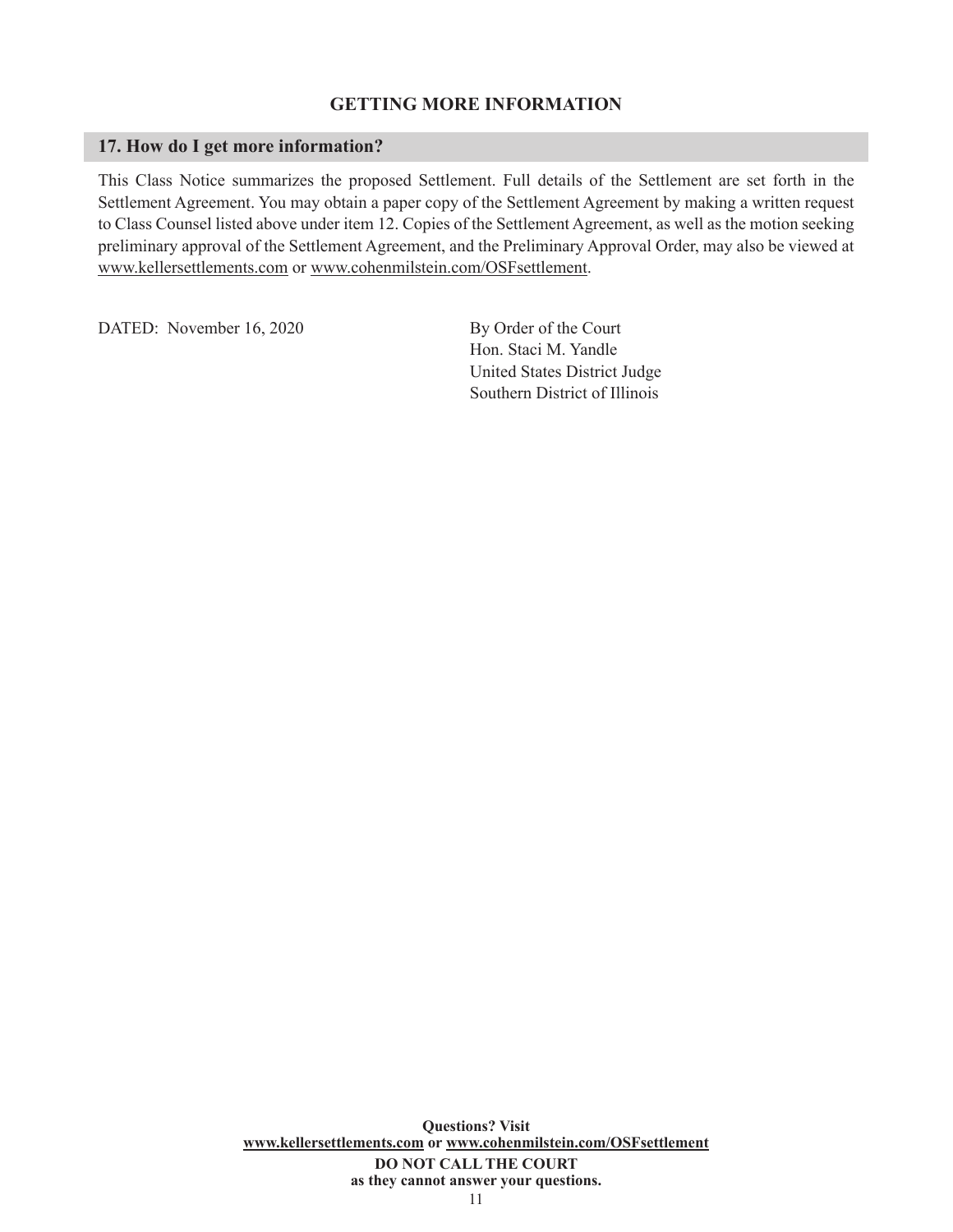## GETTING MORE INFORMATION

### 17. How do I get more information?

This Class Notice summarizes the proposed Settlement. Full details of the Settlement are set forth in the Settlement Agreement. You may obtain a paper copy of the Settlement Agreement by making a written request to Class Counsel listed above under item 12. Copies of the Settlement Agreement, as well as the motion seeking preliminary approval of the Settlement Agreement, and the Preliminary Approval Order, may also be viewed at www.kellersettlements.com or www.cohenmilstein.com/OSFsettlement.

DATED: November 16, 2020

By Order of the Court
Hon. Staci M. Yandle
United States District Judge
Southern District of Illinois

**Questions? Visit**
**www.kellersettlements.com or www.cohenmilstein.com/OSFsettlement**
**DO NOT CALL THE COURT**
**as they cannot answer your questions.**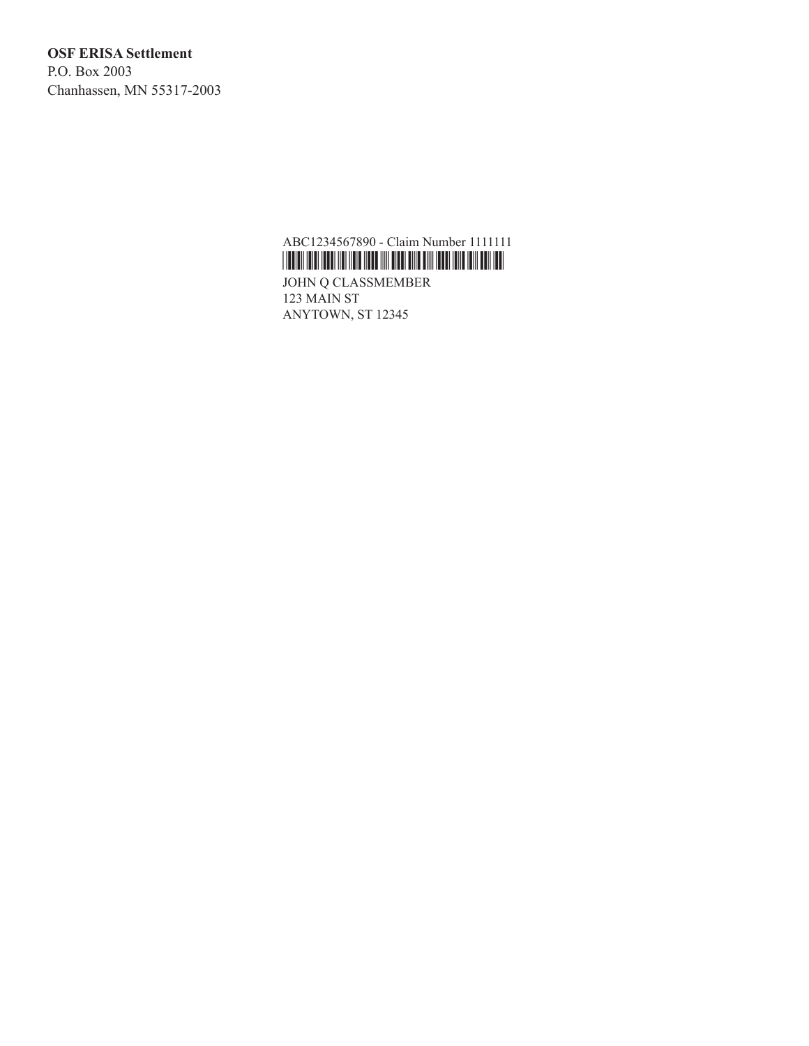**OSF ERISA Settlement**
P.O. Box 2003
Chanhassen, MN 55317-2003

ABC1234567890 - Claim Number 1111111
JOHN Q CLASSMEMBER
123 MAIN ST
ANYTOWN, ST 12345